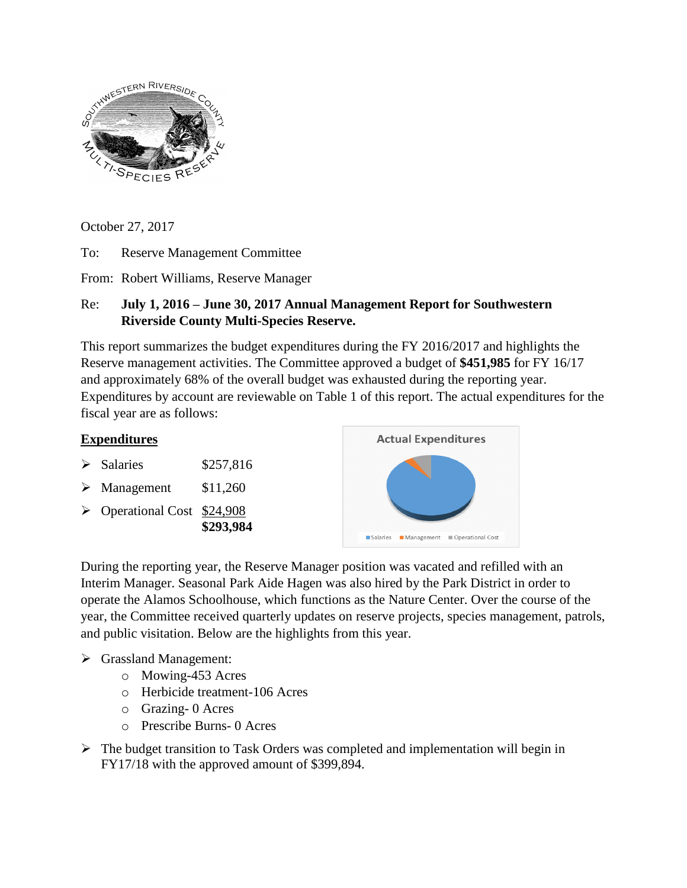October 27, 2017

To: Reserve Management Committee

From: Robert Williams, Reserve Manager

Re: **July 1, 2016 – June 30, 2017 Annual Management Report for Southwestern Riverside County Multi-Species Reserve.**

This report summarizes the budget expenditures during the FY 2016/2017 and highlights the Reserve management activities. The Committee approved a budget of **$451,985** for FY 16/17 and approximately 68% of the overall budget was exhausted during the reporting year. Expenditures by account are reviewable on Table 1 of this report. The actual expenditures for the fiscal year are as follows:

## Expenditures

- Salaries $257,816
- Management $11,260
- Operational Cost $24,908

**$293,984**

Actual Expenditures

Salaries Management Operational Cost

During the reporting year, the Reserve Manager position was vacated and refilled with an Interim Manager. Seasonal Park Aide Hagen was also hired by the Park District in order to operate the Alamos Schoolhouse, which functions as the Nature Center. Over the course of the year, the Committee received quarterly updates on reserve projects, species management, patrols, and public visitation. Below are the highlights from this year.

- Grassland Management:
  - Mowing-453 Acres
  - Herbicide treatment-106 Acres
  - Grazing- 0 Acres
  - Prescribe Burns- 0 Acres
- The budget transition to Task Orders was completed and implementation will begin in FY17/18 with the approved amount of $399,894.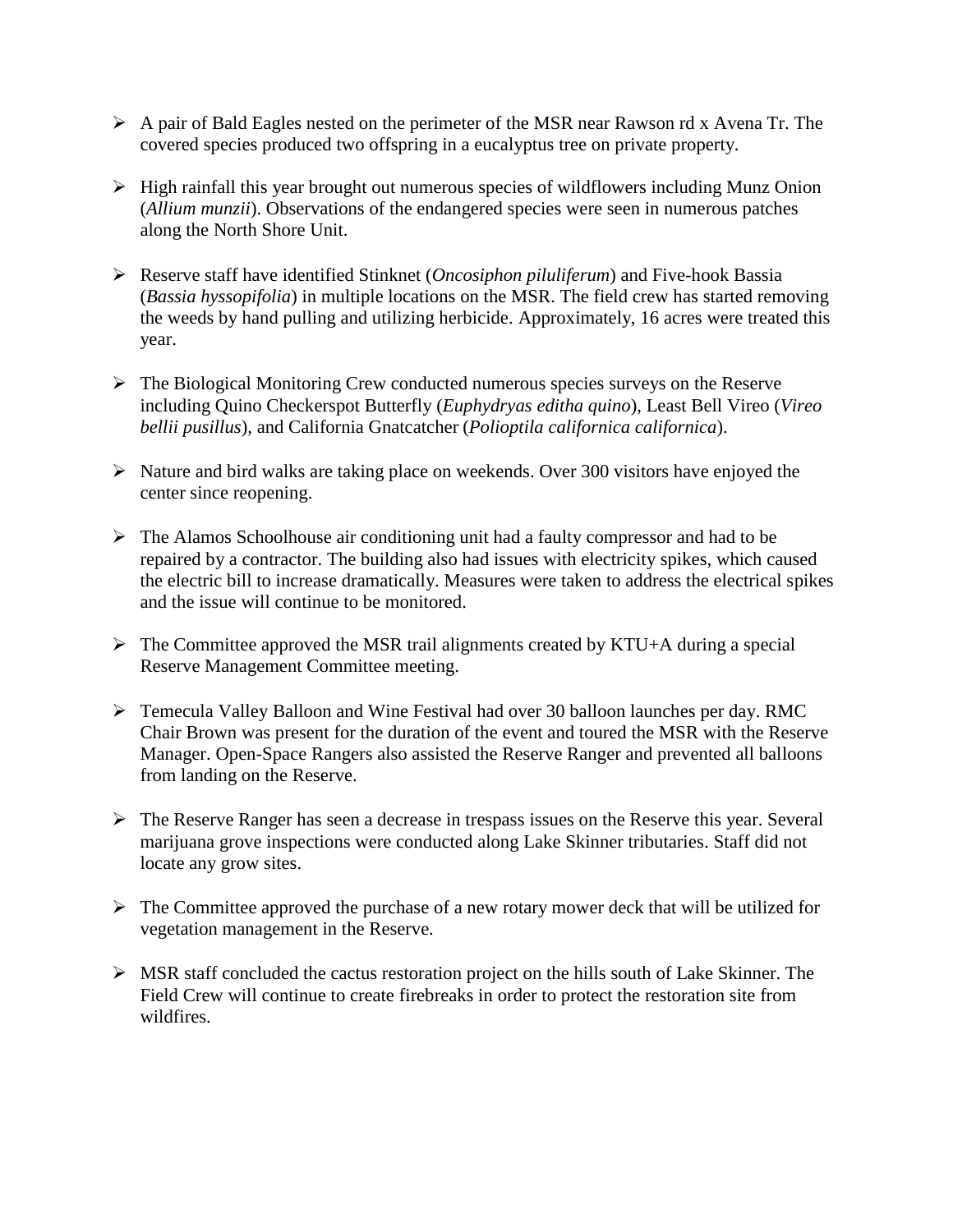- A pair of Bald Eagles nested on the perimeter of the MSR near Rawson rd x Avena Tr. The covered species produced two offspring in a eucalyptus tree on private property.

- High rainfall this year brought out numerous species of wildflowers including Munz Onion (*Allium munzii*). Observations of the endangered species were seen in numerous patches along the North Shore Unit.

- Reserve staff have identified Stinknet (*Oncosiphon piluliferum*) and Five-hook Bassia (*Bassia hyssopifolia*) in multiple locations on the MSR. The field crew has started removing the weeds by hand pulling and utilizing herbicide. Approximately, 16 acres were treated this year.

- The Biological Monitoring Crew conducted numerous species surveys on the Reserve including Quino Checkerspot Butterfly (*Euphydryas editha quino*), Least Bell Vireo (*Vireo bellii pusillus*), and California Gnatcatcher (*Polioptila californica californica*).

- Nature and bird walks are taking place on weekends. Over 300 visitors have enjoyed the center since reopening.

- The Alamos Schoolhouse air conditioning unit had a faulty compressor and had to be repaired by a contractor. The building also had issues with electricity spikes, which caused the electric bill to increase dramatically. Measures were taken to address the electrical spikes and the issue will continue to be monitored.

- The Committee approved the MSR trail alignments created by KTU+A during a special Reserve Management Committee meeting.

- Temecula Valley Balloon and Wine Festival had over 30 balloon launches per day. RMC Chair Brown was present for the duration of the event and toured the MSR with the Reserve Manager. Open-Space Rangers also assisted the Reserve Ranger and prevented all balloons from landing on the Reserve.

- The Reserve Ranger has seen a decrease in trespass issues on the Reserve this year. Several marijuana grove inspections were conducted along Lake Skinner tributaries. Staff did not locate any grow sites.

- The Committee approved the purchase of a new rotary mower deck that will be utilized for vegetation management in the Reserve.

- MSR staff concluded the cactus restoration project on the hills south of Lake Skinner. The Field Crew will continue to create firebreaks in order to protect the restoration site from wildfires.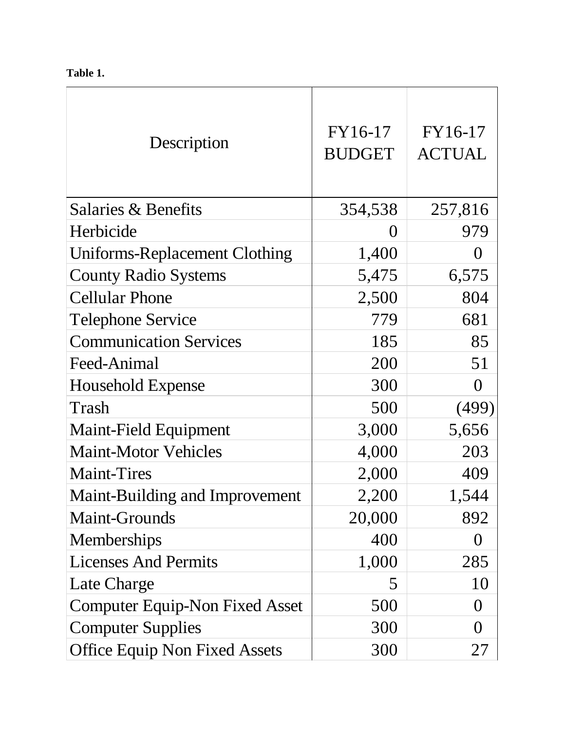**Table 1.**

| Description | FY16-17 BUDGET | FY16-17 ACTUAL |
|---|---|---|
| Salaries & Benefits | 354,538 | 257,816 |
| Herbicide | 0 | 979 |
| Uniforms-Replacement Clothing | 1,400 | 0 |
| County Radio Systems | 5,475 | 6,575 |
| Cellular Phone | 2,500 | 804 |
| Telephone Service | 779 | 681 |
| Communication Services | 185 | 85 |
| Feed-Animal | 200 | 51 |
| Household Expense | 300 | 0 |
| Trash | 500 | (499) |
| Maint-Field Equipment | 3,000 | 5,656 |
| Maint-Motor Vehicles | 4,000 | 203 |
| Maint-Tires | 2,000 | 409 |
| Maint-Building and Improvement | 2,200 | 1,544 |
| Maint-Grounds | 20,000 | 892 |
| Memberships | 400 | 0 |
| Licenses And Permits | 1,000 | 285 |
| Late Charge | 5 | 10 |
| Computer Equip-Non Fixed Asset | 500 | 0 |
| Computer Supplies | 300 | 0 |
| Office Equip Non Fixed Assets | 300 | 27 |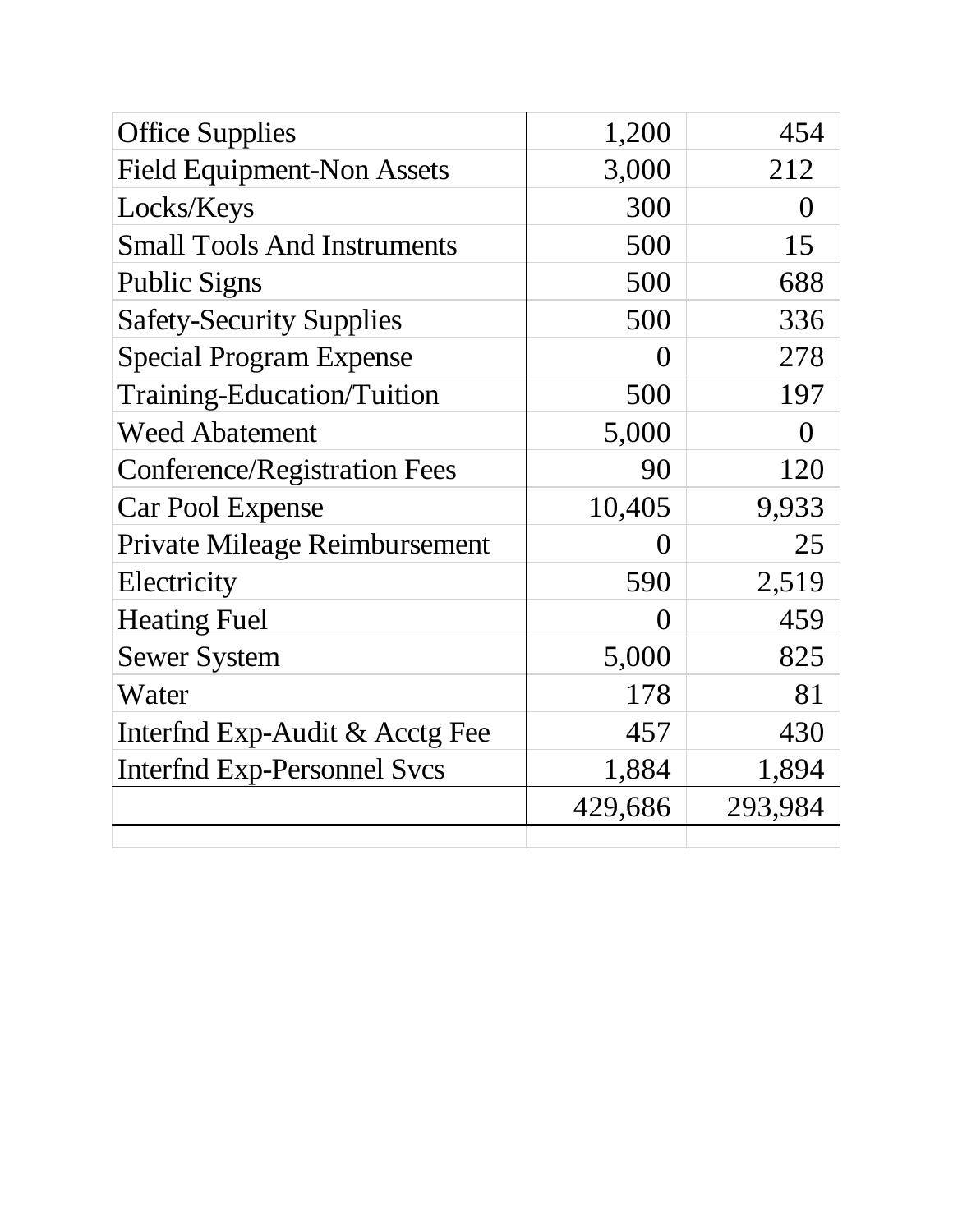| | | |
|---|---|---|
| Office Supplies | 1,200 | 454 |
| Field Equipment-Non Assets | 3,000 | 212 |
| Locks/Keys | 300 | 0 |
| Small Tools And Instruments | 500 | 15 |
| Public Signs | 500 | 688 |
| Safety-Security Supplies | 500 | 336 |
| Special Program Expense | 0 | 278 |
| Training-Education/Tuition | 500 | 197 |
| Weed Abatement | 5,000 | 0 |
| Conference/Registration Fees | 90 | 120 |
| Car Pool Expense | 10,405 | 9,933 |
| Private Mileage Reimbursement | 0 | 25 |
| Electricity | 590 | 2,519 |
| Heating Fuel | 0 | 459 |
| Sewer System | 5,000 | 825 |
| Water | 178 | 81 |
| Interfnd Exp-Audit & Acctg Fee | 457 | 430 |
| Interfnd Exp-Personnel Svcs | 1,884 | 1,894 |
| | 429,686 | 293,984 |